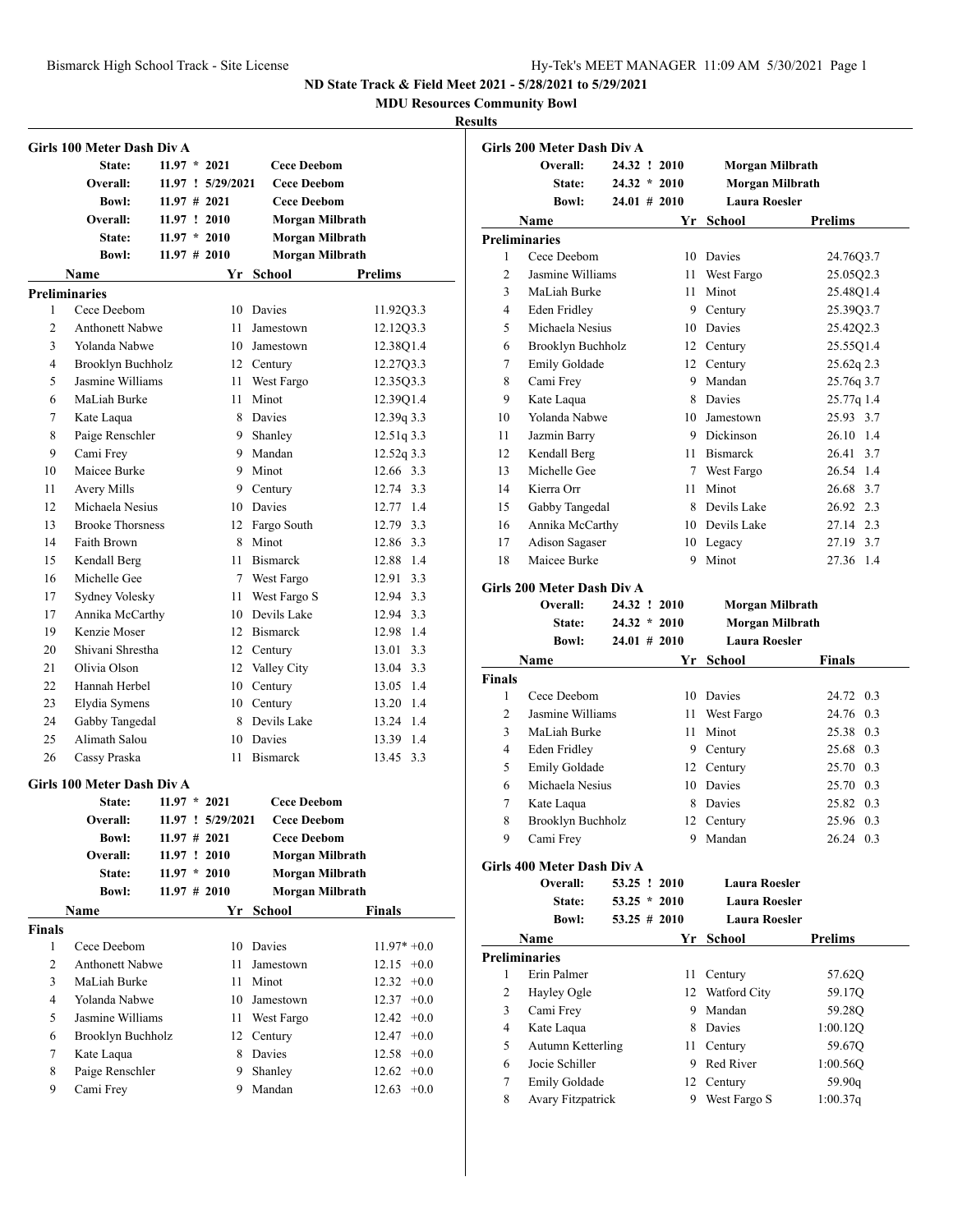**ND State Track & Field Meet 2021 - 5/28/2021 to 5/29/2021**

**MDU Resources Community Bowl**

**Results**

### Girls 100 Meter Dash Div A

| | | | |
|---|---|---|---|
| State: | 11.97 * 2021 | Cece Deebom | |
| Overall: | 11.97 ! 5/29/2021 | Cece Deebom | |
| Bowl: | 11.97 # 2021 | Cece Deebom | |
| Overall: | 11.97 ! 2010 | Morgan Milbrath | |
| State: | 11.97 * 2010 | Morgan Milbrath | |
| Bowl: | 11.97 # 2010 | Morgan Milbrath | |

**Preliminaries**

| | Name | Yr | School | Prelims |
|---|---|---|---|---|
| 1 | Cece Deebom | 10 | Davies | 11.92Q3.3 |
| 2 | Anthonett Nabwe | 11 | Jamestown | 12.12Q3.3 |
| 3 | Yolanda Nabwe | 10 | Jamestown | 12.38Q1.4 |
| 4 | Brooklyn Buchholz | 12 | Century | 12.27Q3.3 |
| 5 | Jasmine Williams | 11 | West Fargo | 12.35Q3.3 |
| 6 | MaLiah Burke | 11 | Minot | 12.39Q1.4 |
| 7 | Kate Laqua | 8 | Davies | 12.39q 3.3 |
| 8 | Paige Renschler | 9 | Shanley | 12.51q 3.3 |
| 9 | Cami Frey | 9 | Mandan | 12.52q 3.3 |
| 10 | Maicee Burke | 9 | Minot | 12.66 3.3 |
| 11 | Avery Mills | 9 | Century | 12.74 3.3 |
| 12 | Michaela Nesius | 10 | Davies | 12.77 1.4 |
| 13 | Brooke Thorsness | 12 | Fargo South | 12.79 3.3 |
| 14 | Faith Brown | 8 | Minot | 12.86 3.3 |
| 15 | Kendall Berg | 11 | Bismarck | 12.88 1.4 |
| 16 | Michelle Gee | 7 | West Fargo | 12.91 3.3 |
| 17 | Sydney Volesky | 11 | West Fargo S | 12.94 3.3 |
| 17 | Annika McCarthy | 10 | Devils Lake | 12.94 3.3 |
| 19 | Kenzie Moser | 12 | Bismarck | 12.98 1.4 |
| 20 | Shivani Shrestha | 12 | Century | 13.01 3.3 |
| 21 | Olivia Olson | 12 | Valley City | 13.04 3.3 |
| 22 | Hannah Herbel | 10 | Century | 13.05 1.4 |
| 23 | Elydia Symens | 10 | Century | 13.20 1.4 |
| 24 | Gabby Tangedal | 8 | Devils Lake | 13.24 1.4 |
| 25 | Alimath Salou | 10 | Davies | 13.39 1.4 |
| 26 | Cassy Praska | 11 | Bismarck | 13.45 3.3 |

### Girls 100 Meter Dash Div A

| | | | |
|---|---|---|---|
| State: | 11.97 * 2021 | Cece Deebom | |
| Overall: | 11.97 ! 5/29/2021 | Cece Deebom | |
| Bowl: | 11.97 # 2021 | Cece Deebom | |
| Overall: | 11.97 ! 2010 | Morgan Milbrath | |
| State: | 11.97 * 2010 | Morgan Milbrath | |
| Bowl: | 11.97 # 2010 | Morgan Milbrath | |

**Finals**

| | Name | Yr | School | Finals |
|---|---|---|---|---|
| 1 | Cece Deebom | 10 | Davies | 11.97* +0.0 |
| 2 | Anthonett Nabwe | 11 | Jamestown | 12.15 +0.0 |
| 3 | MaLiah Burke | 11 | Minot | 12.32 +0.0 |
| 4 | Yolanda Nabwe | 10 | Jamestown | 12.37 +0.0 |
| 5 | Jasmine Williams | 11 | West Fargo | 12.42 +0.0 |
| 6 | Brooklyn Buchholz | 12 | Century | 12.47 +0.0 |
| 7 | Kate Laqua | 8 | Davies | 12.58 +0.0 |
| 8 | Paige Renschler | 9 | Shanley | 12.62 +0.0 |
| 9 | Cami Frey | 9 | Mandan | 12.63 +0.0 |

### Girls 200 Meter Dash Div A

| | | |
|---|---|---|
| Overall: | 24.32 ! 2010 | Morgan Milbrath |
| State: | 24.32 * 2010 | Morgan Milbrath |
| Bowl: | 24.01 # 2010 | Laura Roesler |

**Preliminaries**

| | Name | Yr | School | Prelims |
|---|---|---|---|---|
| 1 | Cece Deebom | 10 | Davies | 24.76Q3.7 |
| 2 | Jasmine Williams | 11 | West Fargo | 25.05Q2.3 |
| 3 | MaLiah Burke | 11 | Minot | 25.48Q1.4 |
| 4 | Eden Fridley | 9 | Century | 25.39Q3.7 |
| 5 | Michaela Nesius | 10 | Davies | 25.42Q2.3 |
| 6 | Brooklyn Buchholz | 12 | Century | 25.55Q1.4 |
| 7 | Emily Goldade | 12 | Century | 25.62q 2.3 |
| 8 | Cami Frey | 9 | Mandan | 25.76q 3.7 |
| 9 | Kate Laqua | 8 | Davies | 25.77q 1.4 |
| 10 | Yolanda Nabwe | 10 | Jamestown | 25.93 3.7 |
| 11 | Jazmin Barry | 9 | Dickinson | 26.10 1.4 |
| 12 | Kendall Berg | 11 | Bismarck | 26.41 3.7 |
| 13 | Michelle Gee | 7 | West Fargo | 26.54 1.4 |
| 14 | Kierra Orr | 11 | Minot | 26.68 3.7 |
| 15 | Gabby Tangedal | 8 | Devils Lake | 26.92 2.3 |
| 16 | Annika McCarthy | 10 | Devils Lake | 27.14 2.3 |
| 17 | Adison Sagaser | 10 | Legacy | 27.19 3.7 |
| 18 | Maicee Burke | 9 | Minot | 27.36 1.4 |

### Girls 200 Meter Dash Div A

| | | |
|---|---|---|
| Overall: | 24.32 ! 2010 | Morgan Milbrath |
| State: | 24.32 * 2010 | Morgan Milbrath |
| Bowl: | 24.01 # 2010 | Laura Roesler |

**Finals**

| | Name | Yr | School | Finals |
|---|---|---|---|---|
| 1 | Cece Deebom | 10 | Davies | 24.72 0.3 |
| 2 | Jasmine Williams | 11 | West Fargo | 24.76 0.3 |
| 3 | MaLiah Burke | 11 | Minot | 25.38 0.3 |
| 4 | Eden Fridley | 9 | Century | 25.68 0.3 |
| 5 | Emily Goldade | 12 | Century | 25.70 0.3 |
| 6 | Michaela Nesius | 10 | Davies | 25.70 0.3 |
| 7 | Kate Laqua | 8 | Davies | 25.82 0.3 |
| 8 | Brooklyn Buchholz | 12 | Century | 25.96 0.3 |
| 9 | Cami Frey | 9 | Mandan | 26.24 0.3 |

### Girls 400 Meter Dash Div A

| | | |
|---|---|---|
| Overall: | 53.25 ! 2010 | Laura Roesler |
| State: | 53.25 * 2010 | Laura Roesler |
| Bowl: | 53.25 # 2010 | Laura Roesler |

**Preliminaries**

| | Name | Yr | School | Prelims |
|---|---|---|---|---|
| 1 | Erin Palmer | 11 | Century | 57.62Q |
| 2 | Hayley Ogle | 12 | Watford City | 59.17Q |
| 3 | Cami Frey | 9 | Mandan | 59.28Q |
| 4 | Kate Laqua | 8 | Davies | 1:00.12Q |
| 5 | Autumn Ketterling | 11 | Century | 59.67Q |
| 6 | Jocie Schiller | 9 | Red River | 1:00.56Q |
| 7 | Emily Goldade | 12 | Century | 59.90q |
| 8 | Avary Fitzpatrick | 9 | West Fargo S | 1:00.37q |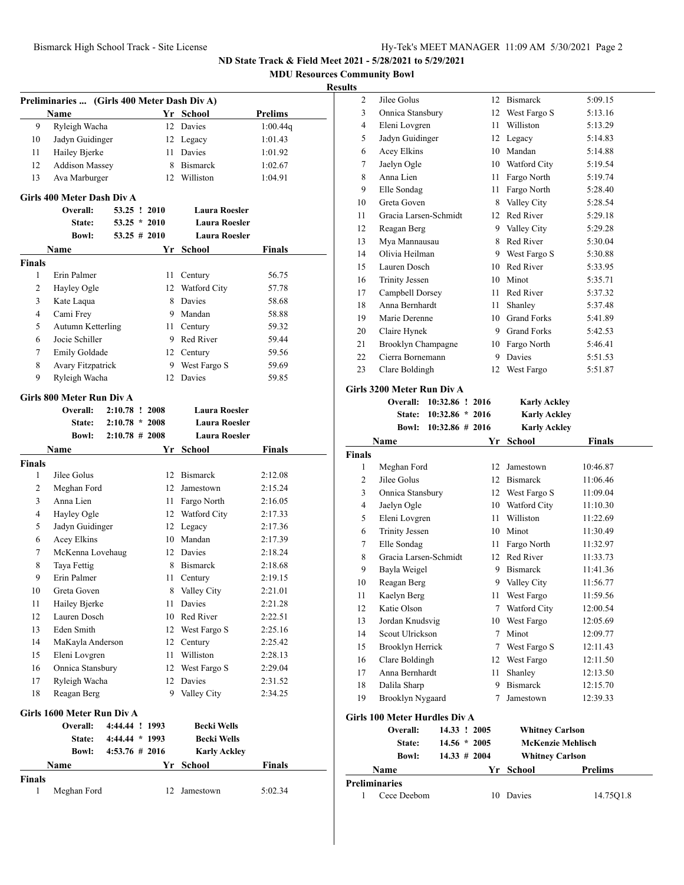ND State Track & Field Meet 2021 - 5/28/2021 to 5/29/2021

MDU Resources Community Bowl

Results

**Preliminaries ... (Girls 400 Meter Dash Div A)**

| | Name | Yr | School | Prelims |
|---|---|---|---|---|
| 9 | Ryleigh Wacha | 12 | Davies | 1:00.44q |
| 10 | Jadyn Guidinger | 12 | Legacy | 1:01.43 |
| 11 | Hailey Bjerke | 11 | Davies | 1:01.92 |
| 12 | Addison Massey | 8 | Bismarck | 1:02.67 |
| 13 | Ava Marburger | 12 | Williston | 1:04.91 |

**Girls 400 Meter Dash Div A**

| | | | |
|---|---|---|---|
| Overall: | 53.25 ! | 2010 | Laura Roesler |
| State: | 53.25 * | 2010 | Laura Roesler |
| Bowl: | 53.25 # | 2010 | Laura Roesler |

| | Name | Yr | School | Finals |
|---|---|---|---|---|
| **Finals** | | | | |
| 1 | Erin Palmer | 11 | Century | 56.75 |
| 2 | Hayley Ogle | 12 | Watford City | 57.78 |
| 3 | Kate Laqua | 8 | Davies | 58.68 |
| 4 | Cami Frey | 9 | Mandan | 58.88 |
| 5 | Autumn Ketterling | 11 | Century | 59.32 |
| 6 | Jocie Schiller | 9 | Red River | 59.44 |
| 7 | Emily Goldade | 12 | Century | 59.56 |
| 8 | Avary Fitzpatrick | 9 | West Fargo S | 59.69 |
| 9 | Ryleigh Wacha | 12 | Davies | 59.85 |

**Girls 800 Meter Run Div A**

| | | | |
|---|---|---|---|
| Overall: | 2:10.78 ! | 2008 | Laura Roesler |
| State: | 2:10.78 * | 2008 | Laura Roesler |
| Bowl: | 2:10.78 # | 2008 | Laura Roesler |

| | Name | Yr | School | Finals |
|---|---|---|---|---|
| **Finals** | | | | |
| 1 | Jilee Golus | 12 | Bismarck | 2:12.08 |
| 2 | Meghan Ford | 12 | Jamestown | 2:15.24 |
| 3 | Anna Lien | 11 | Fargo North | 2:16.05 |
| 4 | Hayley Ogle | 12 | Watford City | 2:17.33 |
| 5 | Jadyn Guidinger | 12 | Legacy | 2:17.36 |
| 6 | Acey Elkins | 10 | Mandan | 2:17.39 |
| 7 | McKenna Lovehaug | 12 | Davies | 2:18.24 |
| 8 | Taya Fettig | 8 | Bismarck | 2:18.68 |
| 9 | Erin Palmer | 11 | Century | 2:19.15 |
| 10 | Greta Goven | 8 | Valley City | 2:21.01 |
| 11 | Hailey Bjerke | 11 | Davies | 2:21.28 |
| 12 | Lauren Dosch | 10 | Red River | 2:22.51 |
| 13 | Eden Smith | 12 | West Fargo S | 2:25.16 |
| 14 | MaKayla Anderson | 12 | Century | 2:25.42 |
| 15 | Eleni Lovgren | 11 | Williston | 2:28.13 |
| 16 | Onnica Stansbury | 12 | West Fargo S | 2:29.04 |
| 17 | Ryleigh Wacha | 12 | Davies | 2:31.52 |
| 18 | Reagan Berg | 9 | Valley City | 2:34.25 |

**Girls 1600 Meter Run Div A**

| | | | |
|---|---|---|---|
| Overall: | 4:44.44 ! | 1993 | Becki Wells |
| State: | 4:44.44 * | 1993 | Becki Wells |
| Bowl: | 4:53.76 # | 2016 | Karly Ackley |

| | Name | Yr | School | Finals |
|---|---|---|---|---|
| **Finals** | | | | |
| 1 | Meghan Ford | 12 | Jamestown | 5:02.34 |
| 2 | Jilee Golus | 12 | Bismarck | 5:09.15 |
| 3 | Onnica Stansbury | 12 | West Fargo S | 5:13.16 |
| 4 | Eleni Lovgren | 11 | Williston | 5:13.29 |
| 5 | Jadyn Guidinger | 12 | Legacy | 5:14.83 |
| 6 | Acey Elkins | 10 | Mandan | 5:14.88 |
| 7 | Jaelyn Ogle | 10 | Watford City | 5:19.54 |
| 8 | Anna Lien | 11 | Fargo North | 5:19.74 |
| 9 | Elle Sondag | 11 | Fargo North | 5:28.40 |
| 10 | Greta Goven | 8 | Valley City | 5:28.54 |
| 11 | Gracia Larsen-Schmidt | 12 | Red River | 5:29.18 |
| 12 | Reagan Berg | 9 | Valley City | 5:29.28 |
| 13 | Mya Mannausau | 8 | Red River | 5:30.04 |
| 14 | Olivia Heilman | 9 | West Fargo S | 5:30.88 |
| 15 | Lauren Dosch | 10 | Red River | 5:33.95 |
| 16 | Trinity Jessen | 10 | Minot | 5:35.71 |
| 17 | Campbell Dorsey | 11 | Red River | 5:37.32 |
| 18 | Anna Bernhardt | 11 | Shanley | 5:37.48 |
| 19 | Marie Derenne | 10 | Grand Forks | 5:41.89 |
| 20 | Claire Hynek | 9 | Grand Forks | 5:42.53 |
| 21 | Brooklyn Champagne | 10 | Fargo North | 5:46.41 |
| 22 | Cierra Bornemann | 9 | Davies | 5:51.53 |
| 23 | Clare Boldingh | 12 | West Fargo | 5:51.87 |

**Girls 3200 Meter Run Div A**

| | | | |
|---|---|---|---|
| Overall: | 10:32.86 ! | 2016 | Karly Ackley |
| State: | 10:32.86 * | 2016 | Karly Ackley |
| Bowl: | 10:32.86 # | 2016 | Karly Ackley |

| | Name | Yr | School | Finals |
|---|---|---|---|---|
| **Finals** | | | | |
| 1 | Meghan Ford | 12 | Jamestown | 10:46.87 |
| 2 | Jilee Golus | 12 | Bismarck | 11:06.46 |
| 3 | Onnica Stansbury | 12 | West Fargo S | 11:09.04 |
| 4 | Jaelyn Ogle | 10 | Watford City | 11:10.30 |
| 5 | Eleni Lovgren | 11 | Williston | 11:22.69 |
| 6 | Trinity Jessen | 10 | Minot | 11:30.49 |
| 7 | Elle Sondag | 11 | Fargo North | 11:32.97 |
| 8 | Gracia Larsen-Schmidt | 12 | Red River | 11:33.73 |
| 9 | Bayla Weigel | 9 | Bismarck | 11:41.36 |
| 10 | Reagan Berg | 9 | Valley City | 11:56.77 |
| 11 | Kaelyn Berg | 11 | West Fargo | 11:59.56 |
| 12 | Katie Olson | 7 | Watford City | 12:00.54 |
| 13 | Jordan Knudsvig | 10 | West Fargo | 12:05.69 |
| 14 | Scout Ulrickson | 7 | Minot | 12:09.77 |
| 15 | Brooklyn Herrick | 7 | West Fargo S | 12:11.43 |
| 16 | Clare Boldingh | 12 | West Fargo | 12:11.50 |
| 17 | Anna Bernhardt | 11 | Shanley | 12:13.50 |
| 18 | Dalila Sharp | 9 | Bismarck | 12:15.70 |
| 19 | Brooklyn Nygaard | 7 | Jamestown | 12:39.33 |

**Girls 100 Meter Hurdles Div A**

| | | | |
|---|---|---|---|
| Overall: | 14.33 ! | 2005 | Whitney Carlson |
| State: | 14.56 * | 2005 | McKenzie Mehlisch |
| Bowl: | 14.33 # | 2004 | Whitney Carlson |

| | Name | Yr | School | Prelims |
|---|---|---|---|---|
| **Preliminaries** | | | | |
| 1 | Cece Deebom | 10 | Davies | 14.75Q1.8 |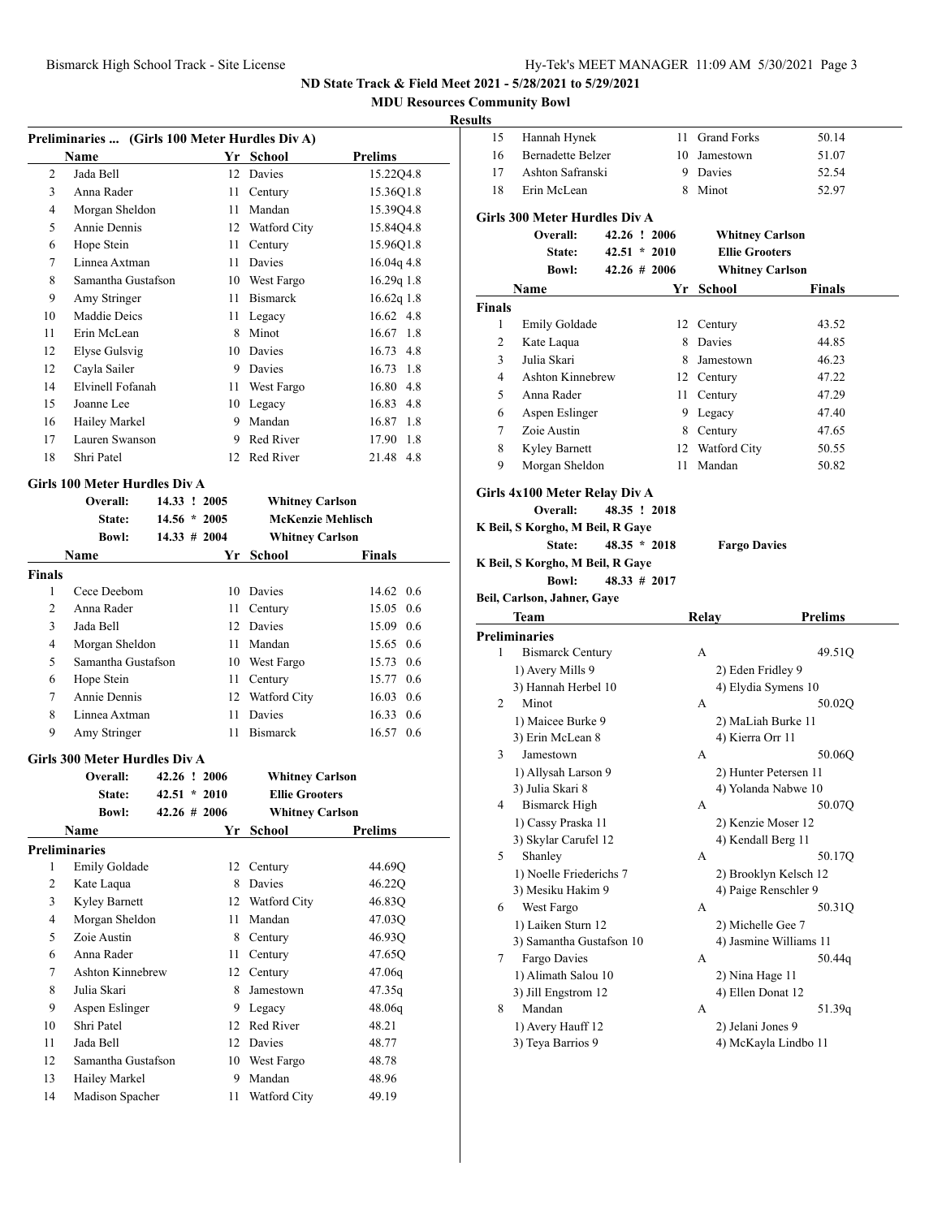**ND State Track & Field Meet 2021 - 5/28/2021 to 5/29/2021**

**MDU Resources Community Bowl**

**Results**

### Preliminaries ... (Girls 100 Meter Hurdles Div A)

| | Name | Yr | School | Prelims |
|---|---|---|---|---|
| 2 | Jada Bell | 12 | Davies | 15.22Q4.8 |
| 3 | Anna Rader | 11 | Century | 15.36Q1.8 |
| 4 | Morgan Sheldon | 11 | Mandan | 15.39Q4.8 |
| 5 | Annie Dennis | 12 | Watford City | 15.84Q4.8 |
| 6 | Hope Stein | 11 | Century | 15.96Q1.8 |
| 7 | Linnea Axtman | 11 | Davies | 16.04q 4.8 |
| 8 | Samantha Gustafson | 10 | West Fargo | 16.29q 1.8 |
| 9 | Amy Stringer | 11 | Bismarck | 16.62q 1.8 |
| 10 | Maddie Deics | 11 | Legacy | 16.62 4.8 |
| 11 | Erin McLean | 8 | Minot | 16.67 1.8 |
| 12 | Elyse Gulsvig | 10 | Davies | 16.73 4.8 |
| 12 | Cayla Sailer | 9 | Davies | 16.73 1.8 |
| 14 | Elvinell Fofanah | 11 | West Fargo | 16.80 4.8 |
| 15 | Joanne Lee | 10 | Legacy | 16.83 4.8 |
| 16 | Hailey Markel | 9 | Mandan | 16.87 1.8 |
| 17 | Lauren Swanson | 9 | Red River | 17.90 1.8 |
| 18 | Shri Patel | 12 | Red River | 21.48 4.8 |

### Girls 100 Meter Hurdles Div A

Overall: 14.33 ! 2005 Whitney Carlson
State: 14.56 * 2005 McKenzie Mehlisch
Bowl: 14.33 # 2004 Whitney Carlson

| | Name | Yr | School | Finals |
|---|---|---|---|---|
| **Finals** | | | | |
| 1 | Cece Deebom | 10 | Davies | 14.62 0.6 |
| 2 | Anna Rader | 11 | Century | 15.05 0.6 |
| 3 | Jada Bell | 12 | Davies | 15.09 0.6 |
| 4 | Morgan Sheldon | 11 | Mandan | 15.65 0.6 |
| 5 | Samantha Gustafson | 10 | West Fargo | 15.73 0.6 |
| 6 | Hope Stein | 11 | Century | 15.77 0.6 |
| 7 | Annie Dennis | 12 | Watford City | 16.03 0.6 |
| 8 | Linnea Axtman | 11 | Davies | 16.33 0.6 |
| 9 | Amy Stringer | 11 | Bismarck | 16.57 0.6 |

### Girls 300 Meter Hurdles Div A

Overall: 42.26 ! 2006 Whitney Carlson
State: 42.51 * 2010 Ellie Grooters
Bowl: 42.26 # 2006 Whitney Carlson

| | Name | Yr | School | Prelims |
|---|---|---|---|---|
| **Preliminaries** | | | | |
| 1 | Emily Goldade | 12 | Century | 44.69Q |
| 2 | Kate Laqua | 8 | Davies | 46.22Q |
| 3 | Kyley Barnett | 12 | Watford City | 46.83Q |
| 4 | Morgan Sheldon | 11 | Mandan | 47.03Q |
| 5 | Zoie Austin | 8 | Century | 46.93Q |
| 6 | Anna Rader | 11 | Century | 47.65Q |
| 7 | Ashton Kinnebrew | 12 | Century | 47.06q |
| 8 | Julia Skari | 8 | Jamestown | 47.35q |
| 9 | Aspen Eslinger | 9 | Legacy | 48.06q |
| 10 | Shri Patel | 12 | Red River | 48.21 |
| 11 | Jada Bell | 12 | Davies | 48.77 |
| 12 | Samantha Gustafson | 10 | West Fargo | 48.78 |
| 13 | Hailey Markel | 9 | Mandan | 48.96 |
| 14 | Madison Spacher | 11 | Watford City | 49.19 |
| 15 | Hannah Hynek | 11 | Grand Forks | 50.14 |
| 16 | Bernadette Belzer | 10 | Jamestown | 51.07 |
| 17 | Ashton Safranski | 9 | Davies | 52.54 |
| 18 | Erin McLean | 8 | Minot | 52.97 |

### Girls 300 Meter Hurdles Div A

Overall: 42.26 ! 2006 Whitney Carlson
State: 42.51 * 2010 Ellie Grooters
Bowl: 42.26 # 2006 Whitney Carlson

| | Name | Yr | School | Finals |
|---|---|---|---|---|
| **Finals** | | | | |
| 1 | Emily Goldade | 12 | Century | 43.52 |
| 2 | Kate Laqua | 8 | Davies | 44.85 |
| 3 | Julia Skari | 8 | Jamestown | 46.23 |
| 4 | Ashton Kinnebrew | 12 | Century | 47.22 |
| 5 | Anna Rader | 11 | Century | 47.29 |
| 6 | Aspen Eslinger | 9 | Legacy | 47.40 |
| 7 | Zoie Austin | 8 | Century | 47.65 |
| 8 | Kyley Barnett | 12 | Watford City | 50.55 |
| 9 | Morgan Sheldon | 11 | Mandan | 50.82 |

### Girls 4x100 Meter Relay Div A

Overall: 48.35 ! 2018
K Beil, S Korgho, M Beil, R Gaye
State: 48.35 * 2018 Fargo Davies
K Beil, S Korgho, M Beil, R Gaye
Bowl: 48.33 # 2017
Beil, Carlson, Jahner, Gaye

| | Team | Relay | Prelims |
|---|---|---|---|
| **Preliminaries** | | | |
| 1 | Bismarck Century | A | 49.51Q |
| | 1) Avery Mills 9 | 2) Eden Fridley 9 | |
| | 3) Hannah Herbel 10 | 4) Elydia Symens 10 | |
| 2 | Minot | A | 50.02Q |
| | 1) Maicee Burke 9 | 2) MaLiah Burke 11 | |
| | 3) Erin McLean 8 | 4) Kierra Orr 11 | |
| 3 | Jamestown | A | 50.06Q |
| | 1) Allysah Larson 9 | 2) Hunter Petersen 11 | |
| | 3) Julia Skari 8 | 4) Yolanda Nabwe 10 | |
| 4 | Bismarck High | A | 50.07Q |
| | 1) Cassy Praska 11 | 2) Kenzie Moser 12 | |
| | 3) Skylar Carufel 12 | 4) Kendall Berg 11 | |
| 5 | Shanley | A | 50.17Q |
| | 1) Noelle Friederichs 7 | 2) Brooklyn Kelsch 12 | |
| | 3) Mesiku Hakim 9 | 4) Paige Renschler 9 | |
| 6 | West Fargo | A | 50.31Q |
| | 1) Laiken Sturn 12 | 2) Michelle Gee 7 | |
| | 3) Samantha Gustafson 10 | 4) Jasmine Williams 11 | |
| 7 | Fargo Davies | A | 50.44q |
| | 1) Alimath Salou 10 | 2) Nina Hage 11 | |
| | 3) Jill Engstrom 12 | 4) Ellen Donat 12 | |
| 8 | Mandan | A | 51.39q |
| | 1) Avery Hauff 12 | 2) Jelani Jones 9 | |
| | 3) Teya Barrios 9 | 4) McKayla Lindbo 11 | |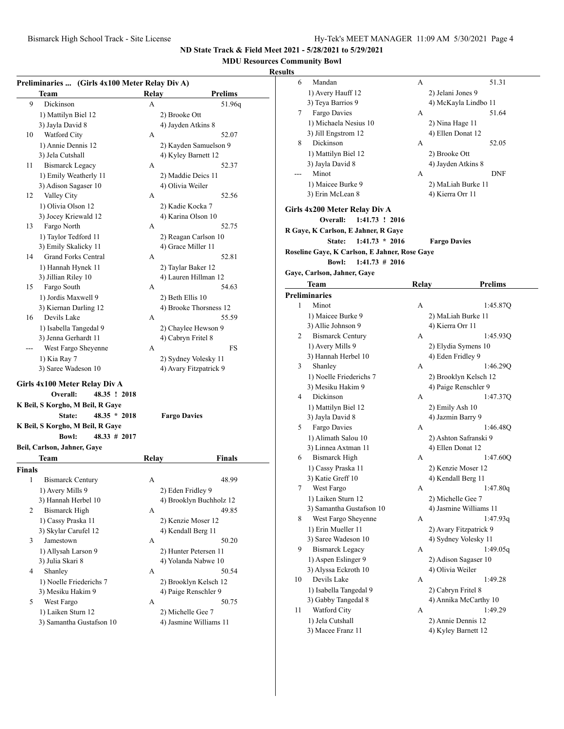ND State Track & Field Meet 2021 - 5/28/2021 to 5/29/2021

MDU Resources Community Bowl

**Results**

**Preliminaries ... (Girls 4x100 Meter Relay Div A)**

| | Team | Relay | Prelims |
|---|---|---|---|
| 9 | Dickinson | A | 51.96q |
| | 1) Mattilyn Biel 12 | 2) Brooke Ott | |
| | 3) Jayla David 8 | 4) Jayden Atkins 8 | |
| 10 | Watford City | A | 52.07 |
| | 1) Annie Dennis 12 | 2) Kayden Samuelson 9 | |
| | 3) Jela Cutshall | 4) Kyley Barnett 12 | |
| 11 | Bismarck Legacy | A | 52.37 |
| | 1) Emily Weatherly 11 | 2) Maddie Deics 11 | |
| | 3) Adison Sagaser 10 | 4) Olivia Weiler | |
| 12 | Valley City | A | 52.56 |
| | 1) Olivia Olson 12 | 2) Kadie Kocka 7 | |
| | 3) Jocey Kriewald 12 | 4) Karina Olson 10 | |
| 13 | Fargo North | A | 52.75 |
| | 1) Taylor Tedford 11 | 2) Reagan Carlson 10 | |
| | 3) Emily Skalicky 11 | 4) Grace Miller 11 | |
| 14 | Grand Forks Central | A | 52.81 |
| | 1) Hannah Hynek 11 | 2) Taylar Baker 12 | |
| | 3) Jillian Riley 10 | 4) Lauren Hillman 12 | |
| 15 | Fargo South | A | 54.63 |
| | 1) Jordis Maxwell 9 | 2) Beth Ellis 10 | |
| | 3) Kiernan Darling 12 | 4) Brooke Thorsness 12 | |
| 16 | Devils Lake | A | 55.59 |
| | 1) Isabella Tangedal 9 | 2) Chaylee Hewson 9 | |
| | 3) Jenna Gerhardt 11 | 4) Cabryn Fritel 8 | |
| --- | West Fargo Sheyenne | A | FS |
| | 1) Kia Ray 7 | 2) Sydney Volesky 11 | |
| | 3) Saree Wadeson 10 | 4) Avary Fitzpatrick 9 | |

**Girls 4x100 Meter Relay Div A**

**Overall:** 48.35 ! 2018

**K Beil, S Korgho, M Beil, R Gaye**

**State:** 48.35 * 2018 **Fargo Davies**

**K Beil, S Korgho, M Beil, R Gaye**

**Bowl:** 48.33 # 2017

**Beil, Carlson, Jahner, Gaye**

**Finals**

| | Team | Relay | Finals |
|---|---|---|---|
| 1 | Bismarck Century | A | 48.99 |
| | 1) Avery Mills 9 | 2) Eden Fridley 9 | |
| | 3) Hannah Herbel 10 | 4) Brooklyn Buchholz 12 | |
| 2 | Bismarck High | A | 49.85 |
| | 1) Cassy Praska 11 | 2) Kenzie Moser 12 | |
| | 3) Skylar Carufel 12 | 4) Kendall Berg 11 | |
| 3 | Jamestown | A | 50.20 |
| | 1) Allysah Larson 9 | 2) Hunter Petersen 11 | |
| | 3) Julia Skari 8 | 4) Yolanda Nabwe 10 | |
| 4 | Shanley | A | 50.54 |
| | 1) Noelle Friederichs 7 | 2) Brooklyn Kelsch 12 | |
| | 3) Mesiku Hakim 9 | 4) Paige Renschler 9 | |
| 5 | West Fargo | A | 50.75 |
| | 1) Laiken Sturn 12 | 2) Michelle Gee 7 | |
| | 3) Samantha Gustafson 10 | 4) Jasmine Williams 11 | |
| 6 | Mandan | A | 51.31 |
| | 1) Avery Hauff 12 | 2) Jelani Jones 9 | |
| | 3) Teya Barrios 9 | 4) McKayla Lindbo 11 | |
| 7 | Fargo Davies | A | 51.64 |
| | 1) Michaela Nesius 10 | 2) Nina Hage 11 | |
| | 3) Jill Engstrom 12 | 4) Ellen Donat 12 | |
| 8 | Dickinson | A | 52.05 |
| | 1) Mattilyn Biel 12 | 2) Brooke Ott | |
| | 3) Jayla David 8 | 4) Jayden Atkins 8 | |
| --- | Minot | A | DNF |
| | 1) Maicee Burke 9 | 2) MaLiah Burke 11 | |
| | 3) Erin McLean 8 | 4) Kierra Orr 11 | |

**Girls 4x200 Meter Relay Div A**

**Overall:** 1:41.73 ! 2016

**R Gaye, K Carlson, E Jahner, R Gaye**

**State:** 1:41.73 * 2016 **Fargo Davies**

**Roseline Gaye, K Carlson, E Jahner, Rose Gaye**

**Bowl:** 1:41.73 # 2016

**Gaye, Carlson, Jahner, Gaye**

**Preliminaries**

| | Team | Relay | Prelims |
|---|---|---|---|
| 1 | Minot | A | 1:45.87Q |
| | 1) Maicee Burke 9 | 2) MaLiah Burke 11 | |
| | 3) Allie Johnson 9 | 4) Kierra Orr 11 | |
| 2 | Bismarck Century | A | 1:45.93Q |
| | 1) Avery Mills 9 | 2) Elydia Symens 10 | |
| | 3) Hannah Herbel 10 | 4) Eden Fridley 9 | |
| 3 | Shanley | A | 1:46.29Q |
| | 1) Noelle Friederichs 7 | 2) Brooklyn Kelsch 12 | |
| | 3) Mesiku Hakim 9 | 4) Paige Renschler 9 | |
| 4 | Dickinson | A | 1:47.37Q |
| | 1) Mattilyn Biel 12 | 2) Emily Ash 10 | |
| | 3) Jayla David 8 | 4) Jazmin Barry 9 | |
| 5 | Fargo Davies | A | 1:46.48Q |
| | 1) Alimath Salou 10 | 2) Ashton Safranski 9 | |
| | 3) Linnea Axtman 11 | 4) Ellen Donat 12 | |
| 6 | Bismarck High | A | 1:47.60Q |
| | 1) Cassy Praska 11 | 2) Kenzie Moser 12 | |
| | 3) Katie Greff 10 | 4) Kendall Berg 11 | |
| 7 | West Fargo | A | 1:47.80q |
| | 1) Laiken Sturn 12 | 2) Michelle Gee 7 | |
| | 3) Samantha Gustafson 10 | 4) Jasmine Williams 11 | |
| 8 | West Fargo Sheyenne | A | 1:47.93q |
| | 1) Erin Mueller 11 | 2) Avary Fitzpatrick 9 | |
| | 3) Saree Wadeson 10 | 4) Sydney Volesky 11 | |
| 9 | Bismarck Legacy | A | 1:49.05q |
| | 1) Aspen Eslinger 9 | 2) Adison Sagaser 10 | |
| | 3) Alyssa Eckroth 10 | 4) Olivia Weiler | |
| 10 | Devils Lake | A | 1:49.28 |
| | 1) Isabella Tangedal 9 | 2) Cabryn Fritel 8 | |
| | 3) Gabby Tangedal 8 | 4) Annika McCarthy 10 | |
| 11 | Watford City | A | 1:49.29 |
| | 1) Jela Cutshall | 2) Annie Dennis 12 | |
| | 3) Macee Franz 11 | 4) Kyley Barnett 12 | |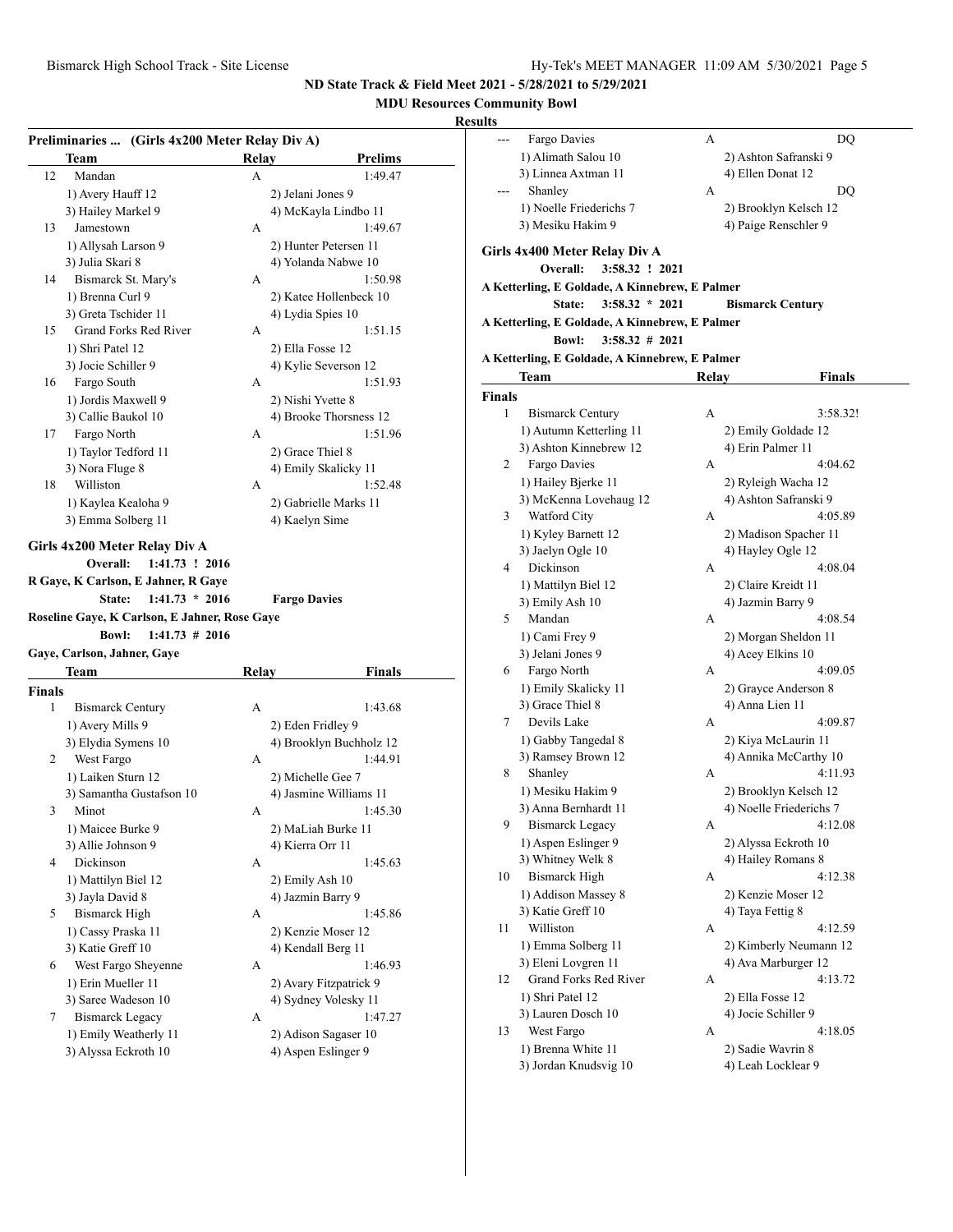## ND State Track & Field Meet 2021 - 5/28/2021 to 5/29/2021

### MDU Resources Community Bowl

### Results

**Preliminaries ... (Girls 4x200 Meter Relay Div A)**

| | Team | Relay | Prelims |
|---|---|---|---|
| 12 | Mandan | A | 1:49.47 |
| | 1) Avery Hauff 12 | 2) Jelani Jones 9 | |
| | 3) Hailey Markel 9 | 4) McKayla Lindbo 11 | |
| 13 | Jamestown | A | 1:49.67 |
| | 1) Allysah Larson 9 | 2) Hunter Petersen 11 | |
| | 3) Julia Skari 8 | 4) Yolanda Nabwe 10 | |
| 14 | Bismarck St. Mary's | A | 1:50.98 |
| | 1) Brenna Curl 9 | 2) Katee Hollenbeck 10 | |
| | 3) Greta Tschider 11 | 4) Lydia Spies 10 | |
| 15 | Grand Forks Red River | A | 1:51.15 |
| | 1) Shri Patel 12 | 2) Ella Fosse 12 | |
| | 3) Jocie Schiller 9 | 4) Kylie Severson 12 | |
| 16 | Fargo South | A | 1:51.93 |
| | 1) Jordis Maxwell 9 | 2) Nishi Yvette 8 | |
| | 3) Callie Baukol 10 | 4) Brooke Thorsness 12 | |
| 17 | Fargo North | A | 1:51.96 |
| | 1) Taylor Tedford 11 | 2) Grace Thiel 8 | |
| | 3) Nora Fluge 8 | 4) Emily Skalicky 11 | |
| 18 | Williston | A | 1:52.48 |
| | 1) Kaylea Kealoha 9 | 2) Gabrielle Marks 11 | |
| | 3) Emma Solberg 11 | 4) Kaelyn Sime | |

**Girls 4x200 Meter Relay Div A**

Overall: 1:41.73 ! 2016
R Gaye, K Carlson, E Jahner, R Gaye
State: 1:41.73 * 2016 Fargo Davies
Roseline Gaye, K Carlson, E Jahner, Rose Gaye
Bowl: 1:41.73 # 2016
Gaye, Carlson, Jahner, Gaye

| | Team | Relay | Finals |
|---|---|---|---|
| **Finals** | | | |
| 1 | Bismarck Century | A | 1:43.68 |
| | 1) Avery Mills 9 | 2) Eden Fridley 9 | |
| | 3) Elydia Symens 10 | 4) Brooklyn Buchholz 12 | |
| 2 | West Fargo | A | 1:44.91 |
| | 1) Laiken Sturn 12 | 2) Michelle Gee 7 | |
| | 3) Samantha Gustafson 10 | 4) Jasmine Williams 11 | |
| 3 | Minot | A | 1:45.30 |
| | 1) Maicee Burke 9 | 2) MaLiah Burke 11 | |
| | 3) Allie Johnson 9 | 4) Kierra Orr 11 | |
| 4 | Dickinson | A | 1:45.63 |
| | 1) Mattilyn Biel 12 | 2) Emily Ash 10 | |
| | 3) Jayla David 8 | 4) Jazmin Barry 9 | |
| 5 | Bismarck High | A | 1:45.86 |
| | 1) Cassy Praska 11 | 2) Kenzie Moser 12 | |
| | 3) Katie Greff 10 | 4) Kendall Berg 11 | |
| 6 | West Fargo Sheyenne | A | 1:46.93 |
| | 1) Erin Mueller 11 | 2) Avary Fitzpatrick 9 | |
| | 3) Saree Wadeson 10 | 4) Sydney Volesky 11 | |
| 7 | Bismarck Legacy | A | 1:47.27 |
| | 1) Emily Weatherly 11 | 2) Adison Sagaser 10 | |
| | 3) Alyssa Eckroth 10 | 4) Aspen Eslinger 9 | |
| --- | Fargo Davies | A | DQ |
| | 1) Alimath Salou 10 | 2) Ashton Safranski 9 | |
| | 3) Linnea Axtman 11 | 4) Ellen Donat 12 | |
| --- | Shanley | A | DQ |
| | 1) Noelle Friederichs 7 | 2) Brooklyn Kelsch 12 | |
| | 3) Mesiku Hakim 9 | 4) Paige Renschler 9 | |

**Girls 4x400 Meter Relay Div A**

Overall: 3:58.32 ! 2021
A Ketterling, E Goldade, A Kinnebrew, E Palmer
State: 3:58.32 * 2021 Bismarck Century
A Ketterling, E Goldade, A Kinnebrew, E Palmer
Bowl: 3:58.32 # 2021
A Ketterling, E Goldade, A Kinnebrew, E Palmer

| | Team | Relay | Finals |
|---|---|---|---|
| **Finals** | | | |
| 1 | Bismarck Century | A | 3:58.32! |
| | 1) Autumn Ketterling 11 | 2) Emily Goldade 12 | |
| | 3) Ashton Kinnebrew 12 | 4) Erin Palmer 11 | |
| 2 | Fargo Davies | A | 4:04.62 |
| | 1) Hailey Bjerke 11 | 2) Ryleigh Wacha 12 | |
| | 3) McKenna Lovehaug 12 | 4) Ashton Safranski 9 | |
| 3 | Watford City | A | 4:05.89 |
| | 1) Kyley Barnett 12 | 2) Madison Spacher 11 | |
| | 3) Jaelyn Ogle 10 | 4) Hayley Ogle 12 | |
| 4 | Dickinson | A | 4:08.04 |
| | 1) Mattilyn Biel 12 | 2) Claire Kreidt 11 | |
| | 3) Emily Ash 10 | 4) Jazmin Barry 9 | |
| 5 | Mandan | A | 4:08.54 |
| | 1) Cami Frey 9 | 2) Morgan Sheldon 11 | |
| | 3) Jelani Jones 9 | 4) Acey Elkins 10 | |
| 6 | Fargo North | A | 4:09.05 |
| | 1) Emily Skalicky 11 | 2) Grayce Anderson 8 | |
| | 3) Grace Thiel 8 | 4) Anna Lien 11 | |
| 7 | Devils Lake | A | 4:09.87 |
| | 1) Gabby Tangedal 8 | 2) Kiya McLaurin 11 | |
| | 3) Ramsey Brown 12 | 4) Annika McCarthy 10 | |
| 8 | Shanley | A | 4:11.93 |
| | 1) Mesiku Hakim 9 | 2) Brooklyn Kelsch 12 | |
| | 3) Anna Bernhardt 11 | 4) Noelle Friederichs 7 | |
| 9 | Bismarck Legacy | A | 4:12.08 |
| | 1) Aspen Eslinger 9 | 2) Alyssa Eckroth 10 | |
| | 3) Whitney Welk 8 | 4) Hailey Romans 8 | |
| 10 | Bismarck High | A | 4:12.38 |
| | 1) Addison Massey 8 | 2) Kenzie Moser 12 | |
| | 3) Katie Greff 10 | 4) Taya Fettig 8 | |
| 11 | Williston | A | 4:12.59 |
| | 1) Emma Solberg 11 | 2) Kimberly Neumann 12 | |
| | 3) Eleni Lovgren 11 | 4) Ava Marburger 12 | |
| 12 | Grand Forks Red River | A | 4:13.72 |
| | 1) Shri Patel 12 | 2) Ella Fosse 12 | |
| | 3) Lauren Dosch 10 | 4) Jocie Schiller 9 | |
| 13 | West Fargo | A | 4:18.05 |
| | 1) Brenna White 11 | 2) Sadie Wavrin 8 | |
| | 3) Jordan Knudsvig 10 | 4) Leah Locklear 9 | |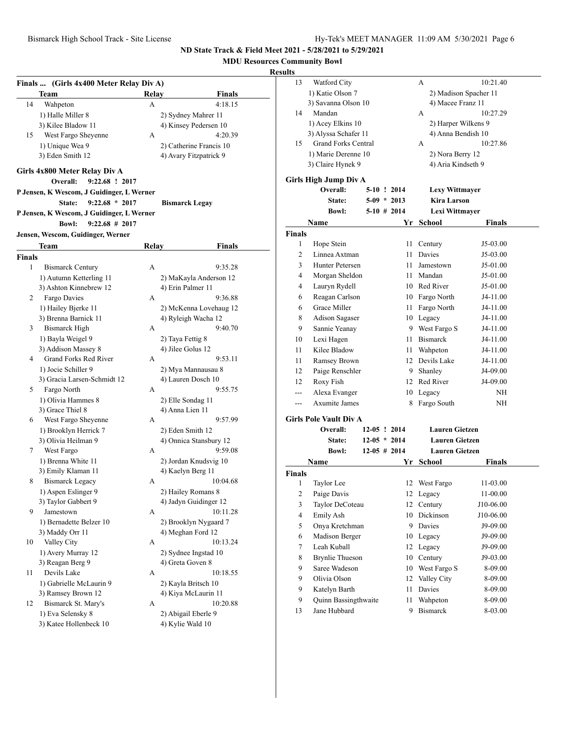**ND State Track & Field Meet 2021 - 5/28/2021 to 5/29/2021**

**MDU Resources Community Bowl**

**Results**

### Finals ... (Girls 4x400 Meter Relay Div A)

| | Team | Relay | Finals |
|---|---|---|---|
| 14 | Wahpeton | A | 4:18.15 |
| | 1) Halle Miller 8 | 2) Sydney Mahrer 11 | |
| | 3) Kilee Bladow 11 | 4) Kinsey Pedersen 10 | |
| 15 | West Fargo Sheyenne | A | 4:20.39 |
| | 1) Unique Wea 9 | 2) Catherine Francis 10 | |
| | 3) Eden Smith 12 | 4) Avary Fitzpatrick 9 | |

### Girls 4x800 Meter Relay Div A

**Overall:** 9:22.68 ! 2017
P Jensen, K Wescom, J Guidinger, L Werner
**State:** 9:22.68 * 2017 **Bismarck Legay**
P Jensen, K Wescom, J Guidinger, L Werner
**Bowl:** 9:22.68 # 2017
Jensen, Wescom, Guidinger, Werner

**Finals**

| | Team | Relay | Finals |
|---|---|---|---|
| 1 | Bismarck Century | A | 9:35.28 |
| | 1) Autumn Ketterling 11 | 2) MaKayla Anderson 12 | |
| | 3) Ashton Kinnebrew 12 | 4) Erin Palmer 11 | |
| 2 | Fargo Davies | A | 9:36.88 |
| | 1) Hailey Bjerke 11 | 2) McKenna Lovehaug 12 | |
| | 3) Brenna Barnick 11 | 4) Ryleigh Wacha 12 | |
| 3 | Bismarck High | A | 9:40.70 |
| | 1) Bayla Weigel 9 | 2) Taya Fettig 8 | |
| | 3) Addison Massey 8 | 4) Jilee Golus 12 | |
| 4 | Grand Forks Red River | A | 9:53.11 |
| | 1) Jocie Schiller 9 | 2) Mya Mannausau 8 | |
| | 3) Gracia Larsen-Schmidt 12 | 4) Lauren Dosch 10 | |
| 5 | Fargo North | A | 9:55.75 |
| | 1) Olivia Hammes 8 | 2) Elle Sondag 11 | |
| | 3) Grace Thiel 8 | 4) Anna Lien 11 | |
| 6 | West Fargo Sheyenne | A | 9:57.99 |
| | 1) Brooklyn Herrick 7 | 2) Eden Smith 12 | |
| | 3) Olivia Heilman 9 | 4) Onnica Stansbury 12 | |
| 7 | West Fargo | A | 9:59.08 |
| | 1) Brenna White 11 | 2) Jordan Knudsvig 10 | |
| | 3) Emily Klaman 11 | 4) Kaelyn Berg 11 | |
| 8 | Bismarck Legacy | A | 10:04.68 |
| | 1) Aspen Eslinger 9 | 2) Hailey Romans 8 | |
| | 3) Taylor Gabbert 9 | 4) Jadyn Guidinger 12 | |
| 9 | Jamestown | A | 10:11.28 |
| | 1) Bernadette Belzer 10 | 2) Brooklyn Nygaard 7 | |
| | 3) Maddy Orr 11 | 4) Meghan Ford 12 | |
| 10 | Valley City | A | 10:13.24 |
| | 1) Avery Murray 12 | 2) Sydnee Ingstad 10 | |
| | 3) Reagan Berg 9 | 4) Greta Goven 8 | |
| 11 | Devils Lake | A | 10:18.55 |
| | 1) Gabrielle McLaurin 9 | 2) Kayla Britsch 10 | |
| | 3) Ramsey Brown 12 | 4) Kiya McLaurin 11 | |
| 12 | Bismarck St. Mary's | A | 10:20.88 |
| | 1) Eva Selensky 8 | 2) Abigail Eberle 9 | |
| | 3) Katee Hollenbeck 10 | 4) Kylie Wald 10 | |
| 13 | Watford City | A | 10:21.40 |
| | 1) Katie Olson 7 | 2) Madison Spacher 11 | |
| | 3) Savanna Olson 10 | 4) Macee Franz 11 | |
| 14 | Mandan | A | 10:27.29 |
| | 1) Acey Elkins 10 | 2) Harper Wilkens 9 | |
| | 3) Alyssa Schafer 11 | 4) Anna Bendish 10 | |
| 15 | Grand Forks Central | A | 10:27.86 |
| | 1) Marie Derenne 10 | 2) Nora Berry 12 | |
| | 3) Claire Hynek 9 | 4) Aria Kindseth 9 | |

### Girls High Jump Div A

**Overall:** 5-10 ! 2014 **Lexy Wittmayer**
**State:** 5-09 * 2013 **Kira Larson**
**Bowl:** 5-10 # 2014 **Lexi Wittmayer**

**Finals**

| | Name | Yr | School | Finals |
|---|---|---|---|---|
| 1 | Hope Stein | 11 | Century | J5-03.00 |
| 2 | Linnea Axtman | 11 | Davies | J5-03.00 |
| 3 | Hunter Petersen | 11 | Jamestown | J5-01.00 |
| 4 | Morgan Sheldon | 11 | Mandan | J5-01.00 |
| 4 | Lauryn Rydell | 10 | Red River | J5-01.00 |
| 6 | Reagan Carlson | 10 | Fargo North | J4-11.00 |
| 6 | Grace Miller | 11 | Fargo North | J4-11.00 |
| 8 | Adison Sagaser | 10 | Legacy | J4-11.00 |
| 9 | Sannie Yeanay | 9 | West Fargo S | J4-11.00 |
| 10 | Lexi Hagen | 11 | Bismarck | J4-11.00 |
| 11 | Kilee Bladow | 11 | Wahpeton | J4-11.00 |
| 11 | Ramsey Brown | 12 | Devils Lake | J4-11.00 |
| 12 | Paige Renschler | 9 | Shanley | J4-09.00 |
| 12 | Roxy Fish | 12 | Red River | J4-09.00 |
| --- | Alexa Evanger | 10 | Legacy | NH |
| --- | Axumite James | 8 | Fargo South | NH |

### Girls Pole Vault Div A

**Overall:** 12-05 ! 2014 **Lauren Gietzen**
**State:** 12-05 * 2014 **Lauren Gietzen**
**Bowl:** 12-05 # 2014 **Lauren Gietzen**

**Finals**

| | Name | Yr | School | Finals |
|---|---|---|---|---|
| 1 | Taylor Lee | 12 | West Fargo | 11-03.00 |
| 2 | Paige Davis | 12 | Legacy | 11-00.00 |
| 3 | Taylor DeCoteau | 12 | Century | J10-06.00 |
| 4 | Emily Ash | 10 | Dickinson | J10-06.00 |
| 5 | Onya Kretchman | 9 | Davies | J9-09.00 |
| 6 | Madison Berger | 10 | Legacy | J9-09.00 |
| 7 | Leah Kuball | 12 | Legacy | J9-09.00 |
| 8 | Brynlie Thueson | 10 | Century | J9-03.00 |
| 9 | Saree Wadeson | 10 | West Fargo S | 8-09.00 |
| 9 | Olivia Olson | 12 | Valley City | 8-09.00 |
| 9 | Katelyn Barth | 11 | Davies | 8-09.00 |
| 9 | Quinn Bassingthwaite | 11 | Wahpeton | 8-09.00 |
| 13 | Jane Hubbard | 9 | Bismarck | 8-03.00 |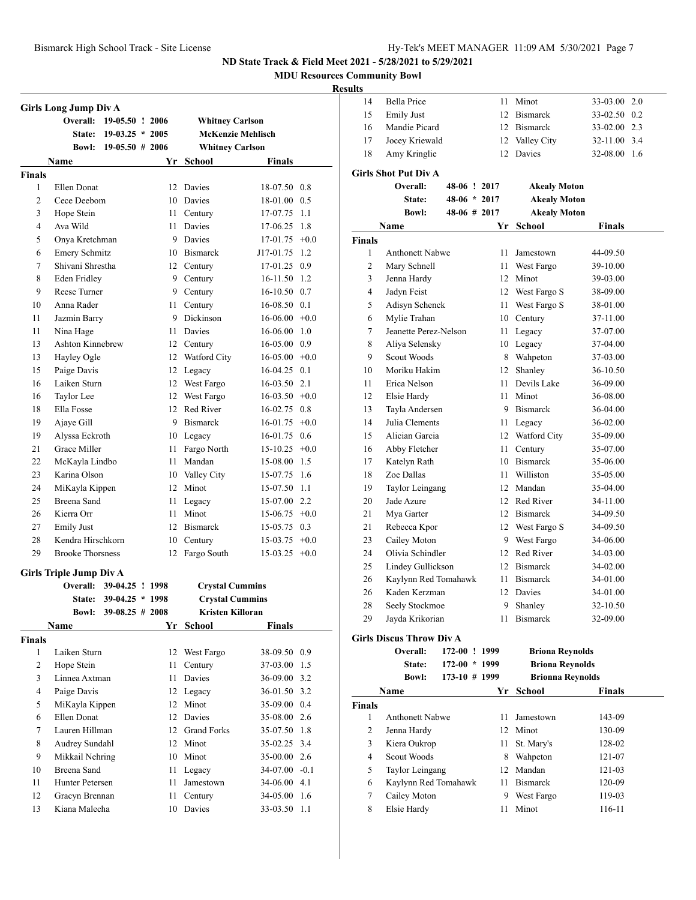**ND State Track & Field Meet 2021 - 5/28/2021 to 5/29/2021**

**MDU Resources Community Bowl**

**Results**

### Girls Long Jump Div A

| | | | |
|---|---|---|---|
| Overall: | 19-05.50 ! 2006 | | Whitney Carlson |
| State: | 19-03.25 * 2005 | | McKenzie Mehlisch |
| Bowl: | 19-05.50 # 2006 | | Whitney Carlson |

| | Name | Yr | School | Finals | |
|---|---|---|---|---|---|
| **Finals** | | | | | |
| 1 | Ellen Donat | 12 | Davies | 18-07.50 | 0.8 |
| 2 | Cece Deebom | 10 | Davies | 18-01.00 | 0.5 |
| 3 | Hope Stein | 11 | Century | 17-07.75 | 1.1 |
| 4 | Ava Wild | 11 | Davies | 17-06.25 | 1.8 |
| 5 | Onya Kretchman | 9 | Davies | 17-01.75 | +0.0 |
| 6 | Emery Schmitz | 10 | Bismarck | J17-01.75 | 1.2 |
| 7 | Shivani Shrestha | 12 | Century | 17-01.25 | 0.9 |
| 8 | Eden Fridley | 9 | Century | 16-11.50 | 1.2 |
| 9 | Reese Turner | 9 | Century | 16-10.50 | 0.7 |
| 10 | Anna Rader | 11 | Century | 16-08.50 | 0.1 |
| 11 | Jazmin Barry | 9 | Dickinson | 16-06.00 | +0.0 |
| 11 | Nina Hage | 11 | Davies | 16-06.00 | 1.0 |
| 13 | Ashton Kinnebrew | 12 | Century | 16-05.00 | 0.9 |
| 13 | Hayley Ogle | 12 | Watford City | 16-05.00 | +0.0 |
| 15 | Paige Davis | 12 | Legacy | 16-04.25 | 0.1 |
| 16 | Laiken Sturn | 12 | West Fargo | 16-03.50 | 2.1 |
| 16 | Taylor Lee | 12 | West Fargo | 16-03.50 | +0.0 |
| 18 | Ella Fosse | 12 | Red River | 16-02.75 | 0.8 |
| 19 | Ajaye Gill | 9 | Bismarck | 16-01.75 | +0.0 |
| 19 | Alyssa Eckroth | 10 | Legacy | 16-01.75 | 0.6 |
| 21 | Grace Miller | 11 | Fargo North | 15-10.25 | +0.0 |
| 22 | McKayla Lindbo | 11 | Mandan | 15-08.00 | 1.5 |
| 23 | Karina Olson | 10 | Valley City | 15-07.75 | 1.6 |
| 24 | MiKayla Kippen | 12 | Minot | 15-07.50 | 1.1 |
| 25 | Breena Sand | 11 | Legacy | 15-07.00 | 2.2 |
| 26 | Kierra Orr | 11 | Minot | 15-06.75 | +0.0 |
| 27 | Emily Just | 12 | Bismarck | 15-05.75 | 0.3 |
| 28 | Kendra Hirschkorn | 10 | Century | 15-03.75 | +0.0 |
| 29 | Brooke Thorsness | 12 | Fargo South | 15-03.25 | +0.0 |

### Girls Triple Jump Div A

| | | | |
|---|---|---|---|
| Overall: | 39-04.25 ! 1998 | | Crystal Cummins |
| State: | 39-04.25 * 1998 | | Crystal Cummins |
| Bowl: | 39-08.25 # 2008 | | Kristen Killoran |

| | Name | Yr | School | Finals | |
|---|---|---|---|---|---|
| **Finals** | | | | | |
| 1 | Laiken Sturn | 12 | West Fargo | 38-09.50 | 0.9 |
| 2 | Hope Stein | 11 | Century | 37-03.00 | 1.5 |
| 3 | Linnea Axtman | 11 | Davies | 36-09.00 | 3.2 |
| 4 | Paige Davis | 12 | Legacy | 36-01.50 | 3.2 |
| 5 | MiKayla Kippen | 12 | Minot | 35-09.00 | 0.4 |
| 6 | Ellen Donat | 12 | Davies | 35-08.00 | 2.6 |
| 7 | Lauren Hillman | 12 | Grand Forks | 35-07.50 | 1.8 |
| 8 | Audrey Sundahl | 12 | Minot | 35-02.25 | 3.4 |
| 9 | Mikkail Nehring | 10 | Minot | 35-00.00 | 2.6 |
| 10 | Breena Sand | 11 | Legacy | 34-07.00 | -0.1 |
| 11 | Hunter Petersen | 11 | Jamestown | 34-06.00 | 4.1 |
| 12 | Gracyn Brennan | 11 | Century | 34-05.00 | 1.6 |
| 13 | Kiana Malecha | 10 | Davies | 33-03.50 | 1.1 |
| 14 | Bella Price | 11 | Minot | 33-03.00 | 2.0 |
| 15 | Emily Just | 12 | Bismarck | 33-02.50 | 0.2 |
| 16 | Mandie Picard | 12 | Bismarck | 33-02.00 | 2.3 |
| 17 | Jocey Kriewald | 12 | Valley City | 32-11.00 | 3.4 |
| 18 | Amy Kringlie | 12 | Davies | 32-08.00 | 1.6 |

### Girls Shot Put Div A

| | | | |
|---|---|---|---|
| Overall: | 48-06 ! 2017 | | Akealy Moton |
| State: | 48-06 * 2017 | | Akealy Moton |
| Bowl: | 48-06 # 2017 | | Akealy Moton |

| | Name | Yr | School | Finals |
|---|---|---|---|---|
| **Finals** | | | | |
| 1 | Anthonett Nabwe | 11 | Jamestown | 44-09.50 |
| 2 | Mary Schnell | 11 | West Fargo | 39-10.00 |
| 3 | Jenna Hardy | 12 | Minot | 39-03.00 |
| 4 | Jadyn Feist | 12 | West Fargo S | 38-09.00 |
| 5 | Adisyn Schenck | 11 | West Fargo S | 38-01.00 |
| 6 | Mylie Trahan | 10 | Century | 37-11.00 |
| 7 | Jeanette Perez-Nelson | 11 | Legacy | 37-07.00 |
| 8 | Aliya Selensky | 10 | Legacy | 37-04.00 |
| 9 | Scout Woods | 8 | Wahpeton | 37-03.00 |
| 10 | Moriku Hakim | 12 | Shanley | 36-10.50 |
| 11 | Erica Nelson | 11 | Devils Lake | 36-09.00 |
| 12 | Elsie Hardy | 11 | Minot | 36-08.00 |
| 13 | Tayla Andersen | 9 | Bismarck | 36-04.00 |
| 14 | Julia Clements | 11 | Legacy | 36-02.00 |
| 15 | Alician Garcia | 12 | Watford City | 35-09.00 |
| 16 | Abby Fletcher | 11 | Century | 35-07.00 |
| 17 | Katelyn Rath | 10 | Bismarck | 35-06.00 |
| 18 | Zoe Dallas | 11 | Williston | 35-05.00 |
| 19 | Taylor Leingang | 12 | Mandan | 35-04.00 |
| 20 | Jade Azure | 12 | Red River | 34-11.00 |
| 21 | Mya Garter | 12 | Bismarck | 34-09.50 |
| 21 | Rebecca Kpor | 12 | West Fargo S | 34-09.50 |
| 23 | Cailey Moton | 9 | West Fargo | 34-06.00 |
| 24 | Olivia Schindler | 12 | Red River | 34-03.00 |
| 25 | Lindey Gullickson | 12 | Bismarck | 34-02.00 |
| 26 | Kaylynn Red Tomahawk | 11 | Bismarck | 34-01.00 |
| 26 | Kaden Kerzman | 12 | Davies | 34-01.00 |
| 28 | Seely Stockmoe | 9 | Shanley | 32-10.50 |
| 29 | Jayda Krikorian | 11 | Bismarck | 32-09.00 |

### Girls Discus Throw Div A

| | | | |
|---|---|---|---|
| Overall: | 172-00 ! 1999 | | Briona Reynolds |
| State: | 172-00 * 1999 | | Briona Reynolds |
| Bowl: | 173-10 # 1999 | | Brionna Reynolds |

| | Name | Yr | School | Finals |
|---|---|---|---|---|
| **Finals** | | | | |
| 1 | Anthonett Nabwe | 11 | Jamestown | 143-09 |
| 2 | Jenna Hardy | 12 | Minot | 130-09 |
| 3 | Kiera Oukrop | 11 | St. Mary's | 128-02 |
| 4 | Scout Woods | 8 | Wahpeton | 121-07 |
| 5 | Taylor Leingang | 12 | Mandan | 121-03 |
| 6 | Kaylynn Red Tomahawk | 11 | Bismarck | 120-09 |
| 7 | Cailey Moton | 9 | West Fargo | 119-03 |
| 8 | Elsie Hardy | 11 | Minot | 116-11 |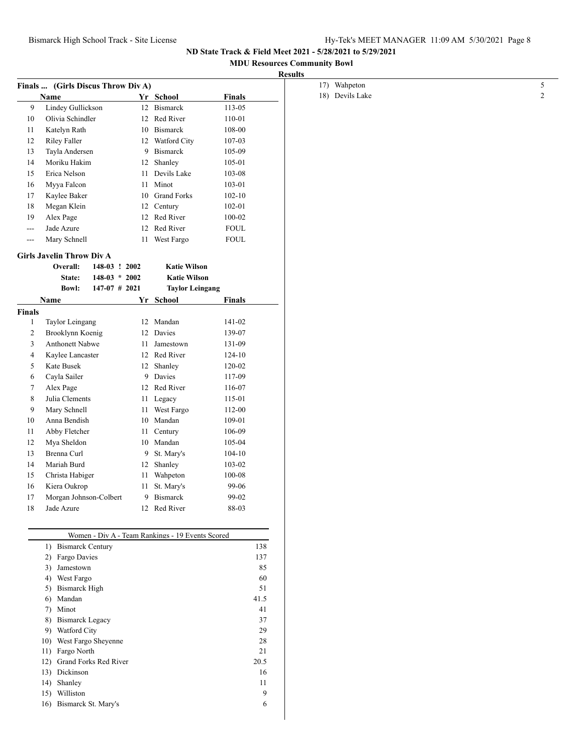## ND State Track & Field Meet 2021 - 5/28/2021 to 5/29/2021

### MDU Resources Community Bowl

### Results

**Finals ... (Girls Discus Throw Div A)**

| | Name | Yr | School | Finals |
|---|---|---|---|---|
| 9 | Lindey Gullickson | 12 | Bismarck | 113-05 |
| 10 | Olivia Schindler | 12 | Red River | 110-01 |
| 11 | Katelyn Rath | 10 | Bismarck | 108-00 |
| 12 | Riley Faller | 12 | Watford City | 107-03 |
| 13 | Tayla Andersen | 9 | Bismarck | 105-09 |
| 14 | Moriku Hakim | 12 | Shanley | 105-01 |
| 15 | Erica Nelson | 11 | Devils Lake | 103-08 |
| 16 | Myya Falcon | 11 | Minot | 103-01 |
| 17 | Kaylee Baker | 10 | Grand Forks | 102-10 |
| 18 | Megan Klein | 12 | Century | 102-01 |
| 19 | Alex Page | 12 | Red River | 100-02 |
| --- | Jade Azure | 12 | Red River | FOUL |
| --- | Mary Schnell | 11 | West Fargo | FOUL |

**Girls Javelin Throw Div A**

| | | | |
|---|---|---|---|
| Overall: | 148-03 ! | 2002 | Katie Wilson |
| State: | 148-03 * | 2002 | Katie Wilson |
| Bowl: | 147-07 # | 2021 | Taylor Leingang |

**Finals**

| | Name | Yr | School | Finals |
|---|---|---|---|---|
| 1 | Taylor Leingang | 12 | Mandan | 141-02 |
| 2 | Brooklynn Koenig | 12 | Davies | 139-07 |
| 3 | Anthonett Nabwe | 11 | Jamestown | 131-09 |
| 4 | Kaylee Lancaster | 12 | Red River | 124-10 |
| 5 | Kate Busek | 12 | Shanley | 120-02 |
| 6 | Cayla Sailer | 9 | Davies | 117-09 |
| 7 | Alex Page | 12 | Red River | 116-07 |
| 8 | Julia Clements | 11 | Legacy | 115-01 |
| 9 | Mary Schnell | 11 | West Fargo | 112-00 |
| 10 | Anna Bendish | 10 | Mandan | 109-01 |
| 11 | Abby Fletcher | 11 | Century | 106-09 |
| 12 | Mya Sheldon | 10 | Mandan | 105-04 |
| 13 | Brenna Curl | 9 | St. Mary's | 104-10 |
| 14 | Mariah Burd | 12 | Shanley | 103-02 |
| 15 | Christa Habiger | 11 | Wahpeton | 100-08 |
| 16 | Kiera Oukrop | 11 | St. Mary's | 99-06 |
| 17 | Morgan Johnson-Colbert | 9 | Bismarck | 99-02 |
| 18 | Jade Azure | 12 | Red River | 88-03 |

**Women - Div A - Team Rankings - 19 Events Scored**

| | Team | Points |
|---|---|---|
| 1) | Bismarck Century | 138 |
| 2) | Fargo Davies | 137 |
| 3) | Jamestown | 85 |
| 4) | West Fargo | 60 |
| 5) | Bismarck High | 51 |
| 6) | Mandan | 41.5 |
| 7) | Minot | 41 |
| 8) | Bismarck Legacy | 37 |
| 9) | Watford City | 29 |
| 10) | West Fargo Sheyenne | 28 |
| 11) | Fargo North | 21 |
| 12) | Grand Forks Red River | 20.5 |
| 13) | Dickinson | 16 |
| 14) | Shanley | 11 |
| 15) | Williston | 9 |
| 16) | Bismarck St. Mary's | 6 |
| 17) | Wahpeton | 5 |
| 18) | Devils Lake | 2 |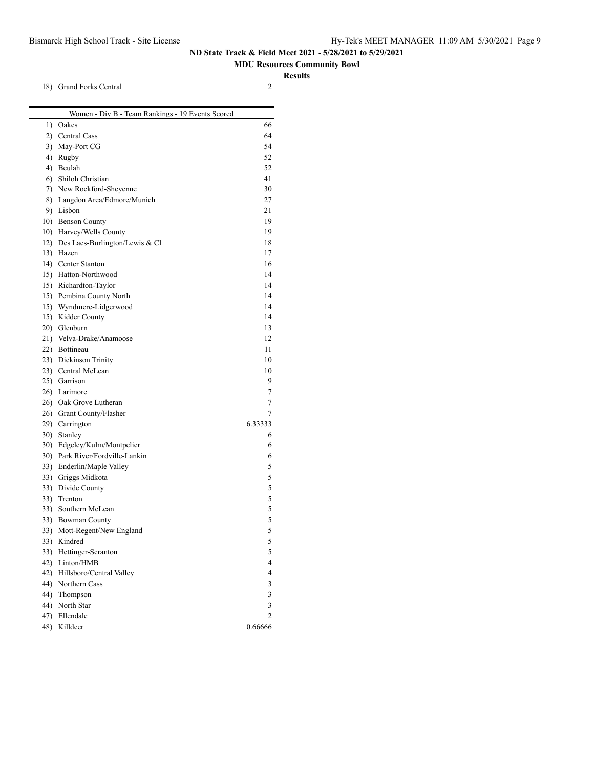## ND State Track & Field Meet 2021 - 5/28/2021 to 5/29/2021

### MDU Resources Community Bowl

#### Results

| | | |
|---|---|---|
| 18) | Grand Forks Central | 2 |

**Women - Div B - Team Rankings - 19 Events Scored**

| | | |
|---|---|---|
| 1) | Oakes | 66 |
| 2) | Central Cass | 64 |
| 3) | May-Port CG | 54 |
| 4) | Rugby | 52 |
| 4) | Beulah | 52 |
| 6) | Shiloh Christian | 41 |
| 7) | New Rockford-Sheyenne | 30 |
| 8) | Langdon Area/Edmore/Munich | 27 |
| 9) | Lisbon | 21 |
| 10) | Benson County | 19 |
| 10) | Harvey/Wells County | 19 |
| 12) | Des Lacs-Burlington/Lewis & Cl | 18 |
| 13) | Hazen | 17 |
| 14) | Center Stanton | 16 |
| 15) | Hatton-Northwood | 14 |
| 15) | Richardton-Taylor | 14 |
| 15) | Pembina County North | 14 |
| 15) | Wyndmere-Lidgerwood | 14 |
| 15) | Kidder County | 14 |
| 20) | Glenburn | 13 |
| 21) | Velva-Drake/Anamoose | 12 |
| 22) | Bottineau | 11 |
| 23) | Dickinson Trinity | 10 |
| 23) | Central McLean | 10 |
| 25) | Garrison | 9 |
| 26) | Larimore | 7 |
| 26) | Oak Grove Lutheran | 7 |
| 26) | Grant County/Flasher | 7 |
| 29) | Carrington | 6.33333 |
| 30) | Stanley | 6 |
| 30) | Edgeley/Kulm/Montpelier | 6 |
| 30) | Park River/Fordville-Lankin | 6 |
| 33) | Enderlin/Maple Valley | 5 |
| 33) | Griggs Midkota | 5 |
| 33) | Divide County | 5 |
| 33) | Trenton | 5 |
| 33) | Southern McLean | 5 |
| 33) | Bowman County | 5 |
| 33) | Mott-Regent/New England | 5 |
| 33) | Kindred | 5 |
| 33) | Hettinger-Scranton | 5 |
| 42) | Linton/HMB | 4 |
| 42) | Hillsboro/Central Valley | 4 |
| 44) | Northern Cass | 3 |
| 44) | Thompson | 3 |
| 44) | North Star | 3 |
| 47) | Ellendale | 2 |
| 48) | Killdeer | 0.66666 |